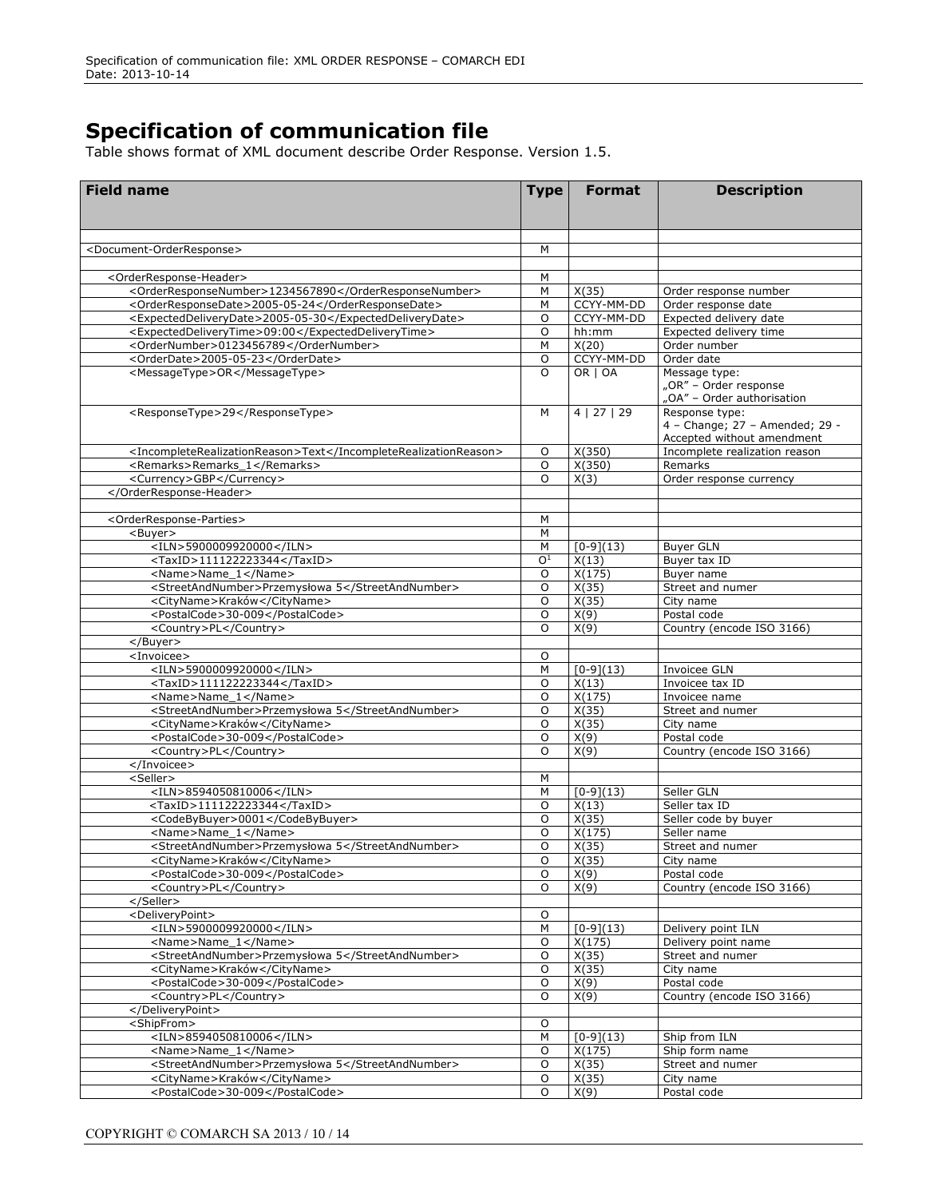# Specification of communication file

Table shows format of XML document describe Order Response. Version 1.5.

| Field name | Type | Format | Description |
|---|---|---|---|
| | | | |
| <Document-OrderResponse> | M | | |
| | | | |
| <OrderResponse-Header> | M | | |
| <OrderResponseNumber>1234567890</OrderResponseNumber> | M | X(35) | Order response number |
| <OrderResponseDate>2005-05-24</OrderResponseDate> | M | CCYY-MM-DD | Order response date |
| <ExpectedDeliveryDate>2005-05-30</ExpectedDeliveryDate> | O | CCYY-MM-DD | Expected delivery date |
| <ExpectedDeliveryTime>09:00</ExpectedDeliveryTime> | O | hh:mm | Expected delivery time |
| <OrderNumber>0123456789</OrderNumber> | M | X(20) | Order number |
| <OrderDate>2005-05-23</OrderDate> | O | CCYY-MM-DD | Order date |
| <MessageType>OR</MessageType> | O | OR \| OA | Message type: „OR" – Order response „OA" – Order authorisation |
| <ResponseType>29</ResponseType> | M | 4 \| 27 \| 29 | Response type: 4 – Change; 27 – Amended; 29 - Accepted without amendment |
| <IncompleteRealizationReason>Text</IncompleteRealizationReason> | O | X(350) | Incomplete realization reason |
| <Remarks>Remarks_1</Remarks> | O | X(350) | Remarks |
| <Currency>GBP</Currency> | O | X(3) | Order response currency |
| </OrderResponse-Header> | | | |
| | | | |
| <OrderResponse-Parties> | M | | |
| <Buyer> | M | | |
| <ILN>5900009920000</ILN> | M | [0-9](13) | Buyer GLN |
| <TaxID>111122223344</TaxID> | O[1] | X(13) | Buyer tax ID |
| <Name>Name_1</Name> | O | X(175) | Buyer name |
| <StreetAndNumber>Przemysłowa 5</StreetAndNumber> | O | X(35) | Street and numer |
| <CityName>Kraków</CityName> | O | X(35) | City name |
| <PostalCode>30-009</PostalCode> | O | X(9) | Postal code |
| <Country>PL</Country> | O | X(9) | Country (encode ISO 3166) |
| </Buyer> | | | |
| <Invoicee> | O | | |
| <ILN>5900009920000</ILN> | M | [0-9](13) | Invoicee GLN |
| <TaxID>111122223344</TaxID> | O | X(13) | Invoicee tax ID |
| <Name>Name_1</Name> | O | X(175) | Invoicee name |
| <StreetAndNumber>Przemysłowa 5</StreetAndNumber> | O | X(35) | Street and numer |
| <CityName>Kraków</CityName> | O | X(35) | City name |
| <PostalCode>30-009</PostalCode> | O | X(9) | Postal code |
| <Country>PL</Country> | O | X(9) | Country (encode ISO 3166) |
| </Invoicee> | | | |
| <Seller> | M | | |
| <ILN>8594050810006</ILN> | M | [0-9](13) | Seller GLN |
| <TaxID>111122223344</TaxID> | O | X(13) | Seller tax ID |
| <CodeByBuyer>0001</CodeByBuyer> | O | X(35) | Seller code by buyer |
| <Name>Name_1</Name> | O | X(175) | Seller name |
| <StreetAndNumber>Przemysłowa 5</StreetAndNumber> | O | X(35) | Street and numer |
| <CityName>Kraków</CityName> | O | X(35) | City name |
| <PostalCode>30-009</PostalCode> | O | X(9) | Postal code |
| <Country>PL</Country> | O | X(9) | Country (encode ISO 3166) |
| </Seller> | | | |
| <DeliveryPoint> | O | | |
| <ILN>5900009920000</ILN> | M | [0-9](13) | Delivery point ILN |
| <Name>Name_1</Name> | O | X(175) | Delivery point name |
| <StreetAndNumber>Przemysłowa 5</StreetAndNumber> | O | X(35) | Street and numer |
| <CityName>Kraków</CityName> | O | X(35) | City name |
| <PostalCode>30-009</PostalCode> | O | X(9) | Postal code |
| <Country>PL</Country> | O | X(9) | Country (encode ISO 3166) |
| </DeliveryPoint> | | | |
| <ShipFrom> | O | | |
| <ILN>8594050810006</ILN> | M | [0-9](13) | Ship from ILN |
| <Name>Name_1</Name> | O | X(175) | Ship form name |
| <StreetAndNumber>Przemysłowa 5</StreetAndNumber> | O | X(35) | Street and numer |
| <CityName>Kraków</CityName> | O | X(35) | City name |
| <PostalCode>30-009</PostalCode> | O | X(9) | Postal code |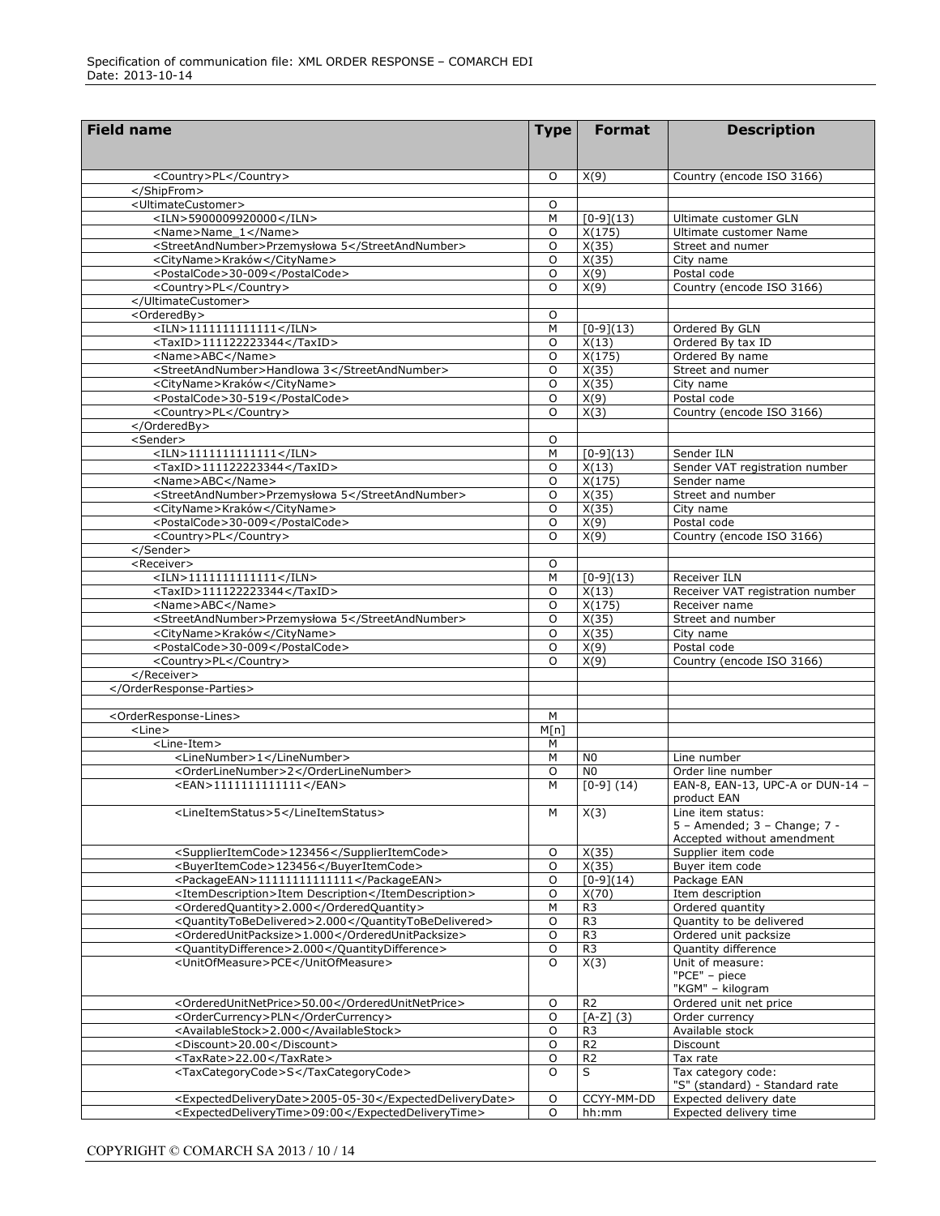| Field name | Type | Format | Description |
| --- | --- | --- | --- |
| <Country>PL</Country> | O | X(9) | Country (encode ISO 3166) |
| </ShipFrom> | | | |
| <UltimateCustomer> | O | | |
| <ILN>5900009920000</ILN> | M | [0-9](13) | Ultimate customer GLN |
| <Name>Name_1</Name> | O | X(175) | Ultimate customer Name |
| <StreetAndNumber>Przemysłowa 5</StreetAndNumber> | O | X(35) | Street and numer |
| <CityName>Kraków</CityName> | O | X(35) | City name |
| <PostalCode>30-009</PostalCode> | O | X(9) | Postal code |
| <Country>PL</Country> | O | X(9) | Country (encode ISO 3166) |
| </UltimateCustomer> | | | |
| <OrderedBy> | O | | |
| <ILN>1111111111111</ILN> | M | [0-9](13) | Ordered By GLN |
| <TaxID>111122223344</TaxID> | O | X(13) | Ordered By tax ID |
| <Name>ABC</Name> | O | X(175) | Ordered By name |
| <StreetAndNumber>Handlowa 3</StreetAndNumber> | O | X(35) | Street and numer |
| <CityName>Kraków</CityName> | O | X(35) | City name |
| <PostalCode>30-519</PostalCode> | O | X(9) | Postal code |
| <Country>PL</Country> | O | X(3) | Country (encode ISO 3166) |
| </OrderedBy> | | | |
| <Sender> | O | | |
| <ILN>1111111111111</ILN> | M | [0-9](13) | Sender ILN |
| <TaxID>111122223344</TaxID> | O | X(13) | Sender VAT registration number |
| <Name>ABC</Name> | O | X(175) | Sender name |
| <StreetAndNumber>Przemysłowa 5</StreetAndNumber> | O | X(35) | Street and number |
| <CityName>Kraków</CityName> | O | X(35) | City name |
| <PostalCode>30-009</PostalCode> | O | X(9) | Postal code |
| <Country>PL</Country> | O | X(9) | Country (encode ISO 3166) |
| </Sender> | | | |
| <Receiver> | O | | |
| <ILN>1111111111111</ILN> | M | [0-9](13) | Receiver ILN |
| <TaxID>111122223344</TaxID> | O | X(13) | Receiver VAT registration number |
| <Name>ABC</Name> | O | X(175) | Receiver name |
| <StreetAndNumber>Przemysłowa 5</StreetAndNumber> | O | X(35) | Street and number |
| <CityName>Kraków</CityName> | O | X(35) | City name |
| <PostalCode>30-009</PostalCode> | O | X(9) | Postal code |
| <Country>PL</Country> | O | X(9) | Country (encode ISO 3166) |
| </Receiver> | | | |
| </OrderResponse-Parties> | | | |
| | | | |
| <OrderResponse-Lines> | M | | |
| <Line> | M[n] | | |
| <Line-Item> | M | | |
| <LineNumber>1</LineNumber> | M | N0 | Line number |
| <OrderLineNumber>2</OrderLineNumber> | O | N0 | Order line number |
| <EAN>1111111111111</EAN> | M | [0-9] (14) | EAN-8, EAN-13, UPC-A or DUN-14 – product EAN |
| <LineItemStatus>5</LineItemStatus> | M | X(3) | Line item status: 5 – Amended; 3 – Change; 7 - Accepted without amendment |
| <SupplierItemCode>123456</SupplierItemCode> | O | X(35) | Supplier item code |
| <BuyerItemCode>123456</BuyerItemCode> | O | X(35) | Buyer item code |
| <PackageEAN>11111111111111</PackageEAN> | O | [0-9](14) | Package EAN |
| <ItemDescription>Item Description</ItemDescription> | O | X(70) | Item description |
| <OrderedQuantity>2.000</OrderedQuantity> | M | R3 | Ordered quantity |
| <QuantityToBeDelivered>2.000</QuantityToBeDelivered> | O | R3 | Quantity to be delivered |
| <OrderedUnitPacksize>1.000</OrderedUnitPacksize> | O | R3 | Ordered unit packsize |
| <QuantityDifference>2.000</QuantityDifference> | O | R3 | Quantity difference |
| <UnitOfMeasure>PCE</UnitOfMeasure> | O | X(3) | Unit of measure: "PCE" – piece "KGM" – kilogram |
| <OrderedUnitNetPrice>50.00</OrderedUnitNetPrice> | O | R2 | Ordered unit net price |
| <OrderCurrency>PLN</OrderCurrency> | O | [A-Z] (3) | Order currency |
| <AvailableStock>2.000</AvailableStock> | O | R3 | Available stock |
| <Discount>20.00</Discount> | O | R2 | Discount |
| <TaxRate>22.00</TaxRate> | O | R2 | Tax rate |
| <TaxCategoryCode>S</TaxCategoryCode> | O | S | Tax category code: "S" (standard) - Standard rate |
| <ExpectedDeliveryDate>2005-05-30</ExpectedDeliveryDate> | O | CCYY-MM-DD | Expected delivery date |
| <ExpectedDeliveryTime>09:00</ExpectedDeliveryTime> | O | hh:mm | Expected delivery time |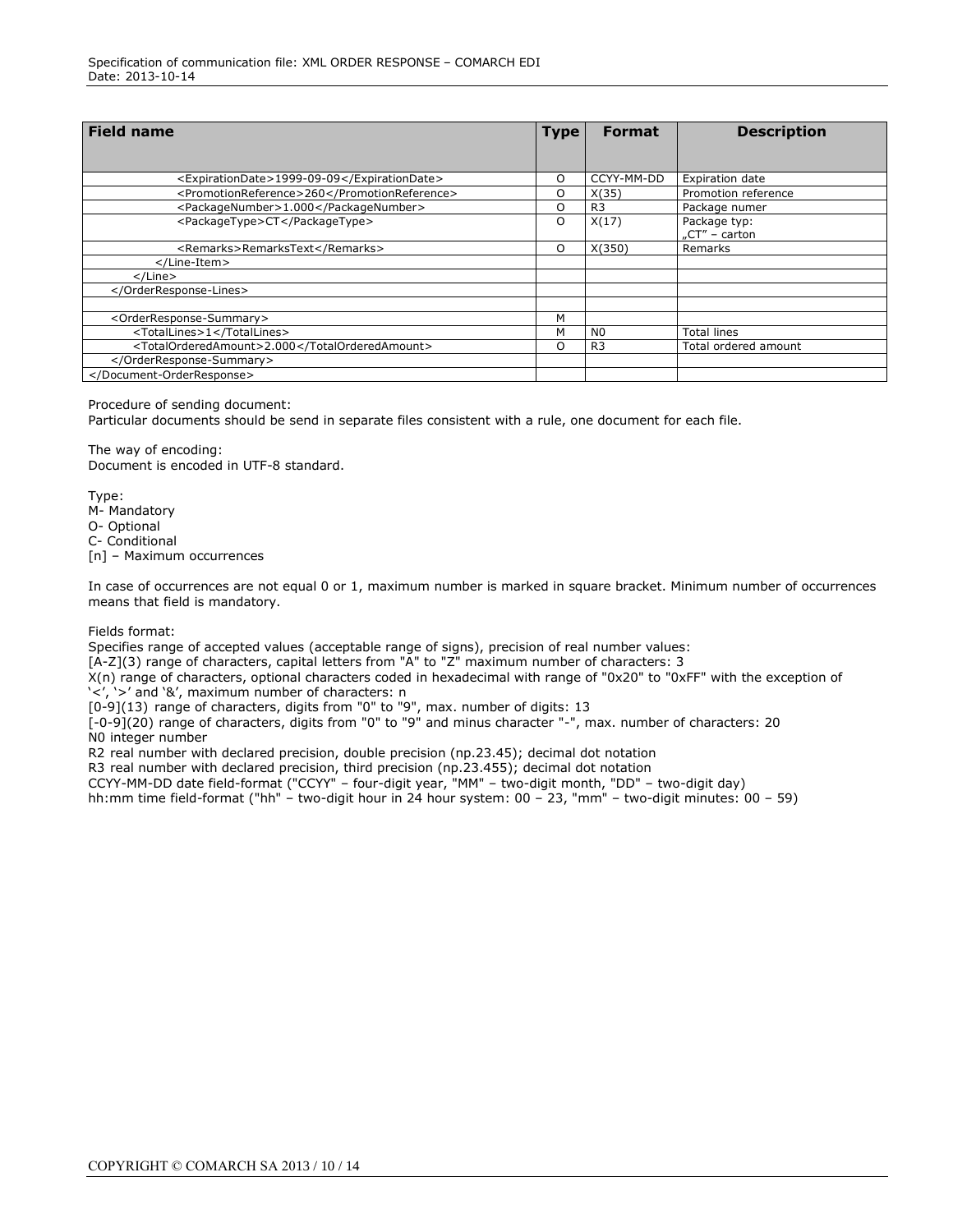| Field name | Type | Format | Description |
|---|---|---|---|
| <ExpirationDate>1999-09-09</ExpirationDate> | O | CCYY-MM-DD | Expiration date |
| <PromotionReference>260</PromotionReference> | O | X(35) | Promotion reference |
| <PackageNumber>1.000</PackageNumber> | O | R3 | Package numer |
| <PackageType>CT</PackageType> | O | X(17) | Package typ: „CT" – carton |
| <Remarks>RemarksText</Remarks> | O | X(350) | Remarks |
| </Line-Item> | | | |
| </Line> | | | |
| </OrderResponse-Lines> | | | |
| | | | |
| <OrderResponse-Summary> | M | | |
| <TotalLines>1</TotalLines> | M | N0 | Total lines |
| <TotalOrderedAmount>2.000</TotalOrderedAmount> | O | R3 | Total ordered amount |
| </OrderResponse-Summary> | | | |
| </Document-OrderResponse> | | | |

Procedure of sending document:
Particular documents should be send in separate files consistent with a rule, one document for each file.

The way of encoding:
Document is encoded in UTF-8 standard.

Type:
M- Mandatory
O- Optional
C- Conditional
[n] – Maximum occurrences

In case of occurrences are not equal 0 or 1, maximum number is marked in square bracket. Minimum number of occurrences means that field is mandatory.

Fields format:
Specifies range of accepted values (acceptable range of signs), precision of real number values:
[A-Z](3) range of characters, capital letters from "A" to "Z" maximum number of characters: 3
X(n) range of characters, optional characters coded in hexadecimal with range of "0x20" to "0xFF" with the exception of '<', '>' and '&', maximum number of characters: n
[0-9](13) range of characters, digits from "0" to "9", max. number of digits: 13
[-0-9](20) range of characters, digits from "0" to "9" and minus character "-", max. number of characters: 20
N0 integer number
R2 real number with declared precision, double precision (np.23.45); decimal dot notation
R3 real number with declared precision, third precision (np.23.455); decimal dot notation
CCYY-MM-DD date field-format ("CCYY" – four-digit year, "MM" – two-digit month, "DD" – two-digit day)
hh:mm time field-format ("hh" – two-digit hour in 24 hour system: 00 – 23, "mm" – two-digit minutes: 00 – 59)